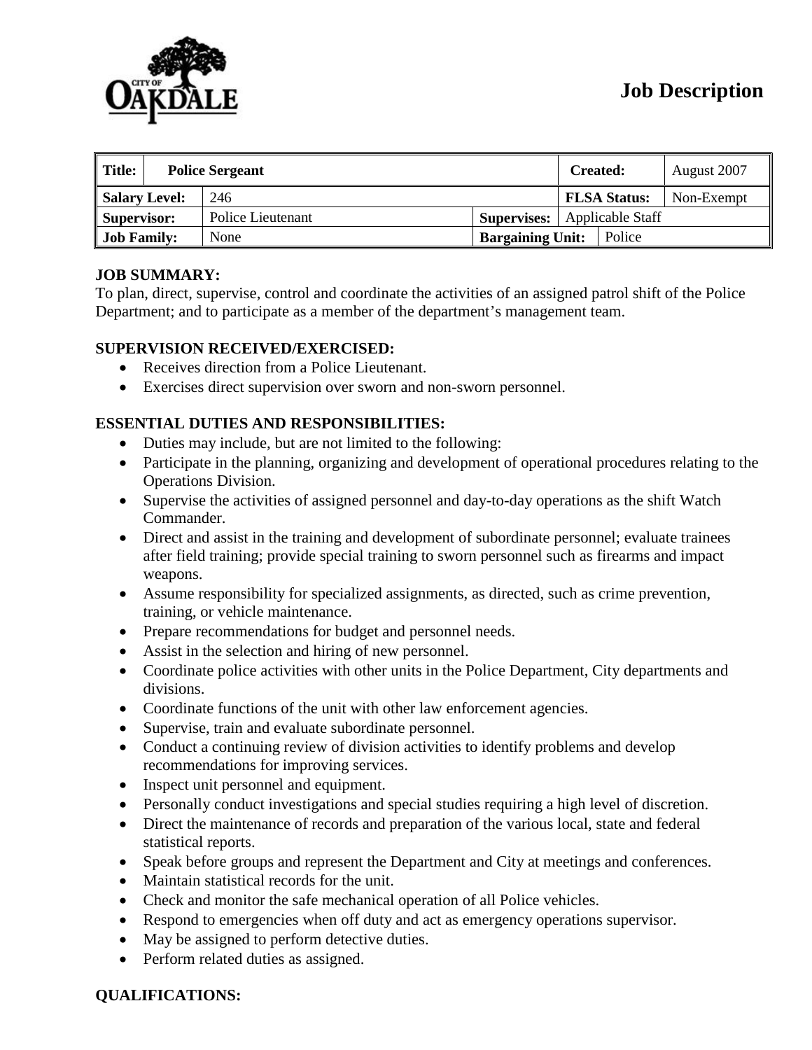# Job Description

| Title: | Police Sergeant | | Created: | August 2007 |
|---|---|---|---|---|
| Salary Level: | 246 | | FLSA Status: | Non-Exempt |
| Supervisor: | Police Lieutenant | Supervises: | Applicable Staff | |
| Job Family: | None | Bargaining Unit: | Police | |

**JOB SUMMARY:**

To plan, direct, supervise, control and coordinate the activities of an assigned patrol shift of the Police Department; and to participate as a member of the department's management team.

**SUPERVISION RECEIVED/EXERCISED:**

- Receives direction from a Police Lieutenant.
- Exercises direct supervision over sworn and non-sworn personnel.

**ESSENTIAL DUTIES AND RESPONSIBILITIES:**

- Duties may include, but are not limited to the following:
- Participate in the planning, organizing and development of operational procedures relating to the Operations Division.
- Supervise the activities of assigned personnel and day-to-day operations as the shift Watch Commander.
- Direct and assist in the training and development of subordinate personnel; evaluate trainees after field training; provide special training to sworn personnel such as firearms and impact weapons.
- Assume responsibility for specialized assignments, as directed, such as crime prevention, training, or vehicle maintenance.
- Prepare recommendations for budget and personnel needs.
- Assist in the selection and hiring of new personnel.
- Coordinate police activities with other units in the Police Department, City departments and divisions.
- Coordinate functions of the unit with other law enforcement agencies.
- Supervise, train and evaluate subordinate personnel.
- Conduct a continuing review of division activities to identify problems and develop recommendations for improving services.
- Inspect unit personnel and equipment.
- Personally conduct investigations and special studies requiring a high level of discretion.
- Direct the maintenance of records and preparation of the various local, state and federal statistical reports.
- Speak before groups and represent the Department and City at meetings and conferences.
- Maintain statistical records for the unit.
- Check and monitor the safe mechanical operation of all Police vehicles.
- Respond to emergencies when off duty and act as emergency operations supervisor.
- May be assigned to perform detective duties.
- Perform related duties as assigned.

**QUALIFICATIONS:**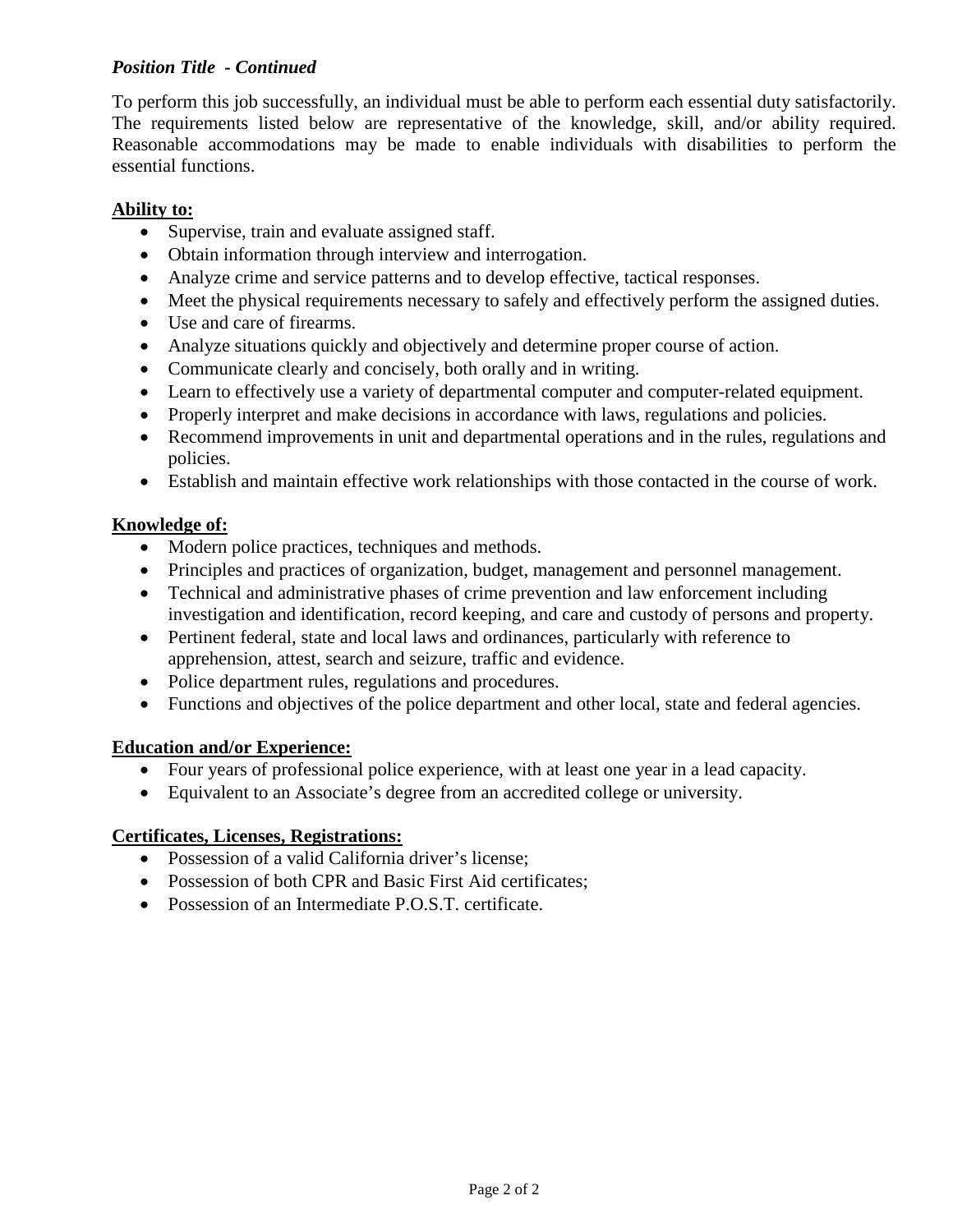***Position Title - Continued***

To perform this job successfully, an individual must be able to perform each essential duty satisfactorily. The requirements listed below are representative of the knowledge, skill, and/or ability required. Reasonable accommodations may be made to enable individuals with disabilities to perform the essential functions.

**Ability to:**

- Supervise, train and evaluate assigned staff.
- Obtain information through interview and interrogation.
- Analyze crime and service patterns and to develop effective, tactical responses.
- Meet the physical requirements necessary to safely and effectively perform the assigned duties.
- Use and care of firearms.
- Analyze situations quickly and objectively and determine proper course of action.
- Communicate clearly and concisely, both orally and in writing.
- Learn to effectively use a variety of departmental computer and computer-related equipment.
- Properly interpret and make decisions in accordance with laws, regulations and policies.
- Recommend improvements in unit and departmental operations and in the rules, regulations and policies.
- Establish and maintain effective work relationships with those contacted in the course of work.

**Knowledge of:**

- Modern police practices, techniques and methods.
- Principles and practices of organization, budget, management and personnel management.
- Technical and administrative phases of crime prevention and law enforcement including investigation and identification, record keeping, and care and custody of persons and property.
- Pertinent federal, state and local laws and ordinances, particularly with reference to apprehension, attest, search and seizure, traffic and evidence.
- Police department rules, regulations and procedures.
- Functions and objectives of the police department and other local, state and federal agencies.

**Education and/or Experience:**

- Four years of professional police experience, with at least one year in a lead capacity.
- Equivalent to an Associate's degree from an accredited college or university.

**Certificates, Licenses, Registrations:**

- Possession of a valid California driver's license;
- Possession of both CPR and Basic First Aid certificates;
- Possession of an Intermediate P.O.S.T. certificate.